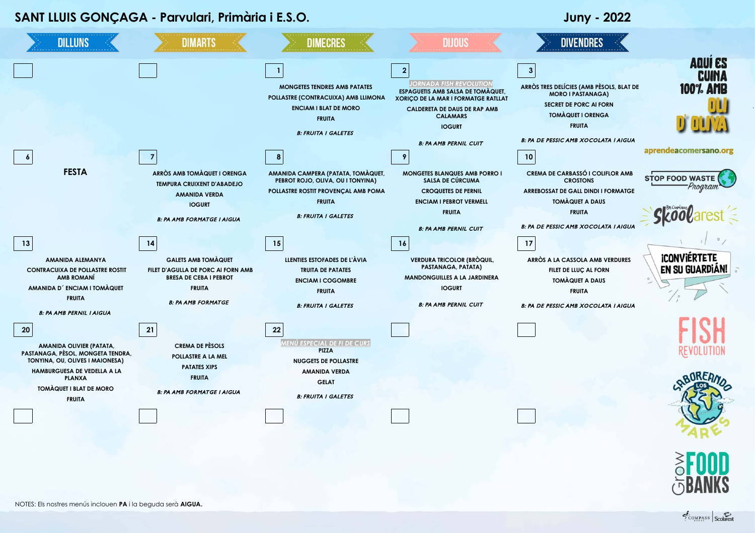# SANT LLUIS GONÇAGA - Parvulari, Primària i E.S.O.

## Juny - 2022

| DILLUNS | DIMARTS | DIMECRES | DIJOUS | DIVENDRES |
|---|---|---|---|---|
| | | **1**<br>MONGETES TENDRES AMB PATATES<br>POLLASTRE (CONTRACUIXA) AMB LLIMONA<br>ENCIAM I BLAT DE MORO<br>FRUITA<br>*B: FRUITA I GALETES* | **2**<br>*JORNADA FISH REVOLUTION*<br>ESPAGUETIS AMB SALSA DE TOMÀQUET, XORIÇO DE LA MAR I FORMATGE RATLLAT<br>CALDERETA DE DAUS DE RAP AMB CALAMARS<br>IOGURT<br>*B: PA AMB PERNIL CUIT* | **3**<br>ARRÒS TRES DELÍCIES (AMB PÈSOLS, BLAT DE MORO I PASTANAGA)<br>SECRET DE PORC AI FORN<br>TOMÀQUET I ORENGA<br>FRUITA<br>*B: PA DE PESSIC AMB XOCOLATA I AIGUA* |
| **6**<br>**FESTA** | **7**<br>ARRÒS AMB TOMÀQUET I ORENGA<br>TEMPURA CRUIXENT D'ABADEJO<br>AMANIDA VERDA<br>IOGURT<br>*B: PA AMB FORMATGE I AIGUA* | **8**<br>AMANIDA CAMPERA (PATATA, TOMÀQUET, PEBROT ROJO, OLIVA, OU I TONYINA)<br>POLLASTRE ROSTIT PROVENÇAL AMB POMA<br>FRUITA<br>*B: FRUITA I GALETES* | **9**<br>MONGETES BLANQUES AMB PORRO I SALSA DE CÚRCUMA<br>CROQUETES DE PERNIL<br>ENCIAM I PEBROT VERMELL<br>FRUITA<br>*B: PA AMB PERNIL CUIT* | **10**<br>CREMA DE CARBASSÓ I COLIFLOR AMB CROSTONS<br>ARREBOSSAT DE GALL DINDI I FORMATGE<br>TOMÀQUET A DAUS<br>FRUITA<br>*B: PA DE PESSIC AMB XOCOLATA I AIGUA* |
| **13**<br>AMANIDA ALEMANYA<br>CONTRACUIXA DE POLLASTRE ROSTIT AMB ROMANÍ<br>AMANIDA D´ ENCIAM I TOMÀQUET<br>FRUITA<br>*B: PA AMB PERNIL I AIGUA* | **14**<br>GALETS AMB TOMÀQUET<br>FILET D'AGULLA DE PORC AI FORN AMB BRESA DE CEBA I PEBROT<br>FRUITA<br>*B: PA AMB FORMATGE* | **15**<br>LLENTIES ESTOFADES DE L'ÀVIA<br>TRUITA DE PATATES<br>ENCIAM I COGOMBRE<br>FRUITA<br>*B: FRUITA I GALETES* | **16**<br>VERDURA TRICOLOR (BRÒQUIL, PASTANAGA, PATATA)<br>MANDONGUILLES A LA JARDINERA<br>IOGURT<br>*B: PA AMB PERNIL CUIT* | **17**<br>ARRÒS A LA CASSOLA AMB VERDURES<br>FILET DE LLUÇ AL FORN<br>TOMÀQUET A DAUS<br>FRUITA<br>*B: PA DE PESSIC AMB XOCOLATA I AIGUA* |
| **20**<br>AMANIDA OLIVIER (PATATA, PASTANAGA, PÈSOL, MONGETA TENDRA, TONYINA, OU, OLIVES I MAIONESA)<br>HAMBURGUESA DE VEDELLA A LA PLANXA<br>TOMÀQUET I BLAT DE MORO<br>FRUITA | **21**<br>CREMA DE PÈSOLS<br>POLLASTRE A LA MEL<br>PATATES XIPS<br>FRUITA<br>*B: PA AMB FORMATGE I AIGUA* | **22**<br>*MENÚ ESPECIAL DE FI DE CURS*<br>PIZZA<br>NUGGETS DE POLLASTRE<br>AMANIDA VERDA<br>GELAT<br>*B: FRUITA I GALETES* | | |

AQUÍ ES CUINA 100% AMB OLI D' OLIVA

aprendeacomersano.org

STOP FOOD WASTE Program

Skoolarest

¡CONVIÉRTETE EN SU GUARDIÁN!

FISH REVOLUTION

SABOREANDO LOS MARES

Grow FOOD BANKS

NOTES: Els nostres menús inclouen **PA** i la beguda serà **AIGUA.**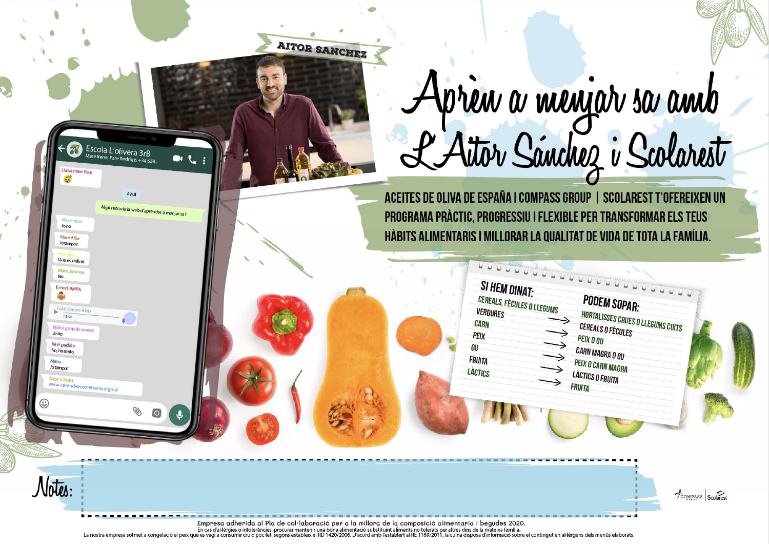# Aprèn a menjar sa amb L'Aitor Sánchez i Scolarest

AITOR SANCHEZ

**ACEITES DE OLIVA DE ESPAÑA I COMPASS GROUP | SCOLAREST T'OFEREIXEN UN PROGRAMA PRÀCTIC, PROGRESSIU I FLEXIBLE PER TRANSFORMAR ELS TEUS HÀBITS ALIMENTARIS I MILLORAR LA QUALITAT DE VIDA DE TOTA LA FAMÍLIA.**

Escola L'olivera 3rB
Mare Irene, Pare Rodrigo, +34 658...

Lluïsa mare Pere

AVUI

Algú recorda la web d'aprendre a menjar sa?

Mare Irene: Jo no

Mare Alba: Jo tampoc

Pare Júlia: Que es millori

Mare Andreu: No

Ernest AMPA

Eulàlia mare Aleix: 13:54

Núria grup de mares: Jo no

Xavi paddle: No, ho sento

Maria: Jo tampoc

Aitor S Nutri: www.aprendeacomersano.org/ca/

| SI HEM DINAT: | | PODEM SOPAR: |
|---|---|---|
| CEREALS, FÈCULES O LLEGUMS | → | HORTALISSES CRUES O LLEGUMS CUITS |
| VERDURES | → | CEREALS O FÈCULES |
| CARN | → | PEIX O OU |
| PEIX | → | CARN MAGRA O OU |
| OU | → | PEIX O CARN MAGRA |
| FRUITA | → | LÀCTICS O FRUITA |
| LÀCTICS | → | FRUITA |

Notes:

COMPASS GROUP | Scolarest

Empresa adherida al Pla de col·laboració per a la millora de la composició alimentaria i begudes 2020.
En cas d'al·lèrgies o intoleràncies, procurar mantenir una bona alimentació substituint aliments no tolerats per altres dins de la mateixa família.
La nostra empresa sotmet a congelació el peix que es vagi a consumir cru o poc fet, segons estableix el RD 1420/2006. D'acord amb l'establert al RE 1169/2011, la cuina disposa d'informació sobre el contingut en al·lèrgens dels menús elaborats.